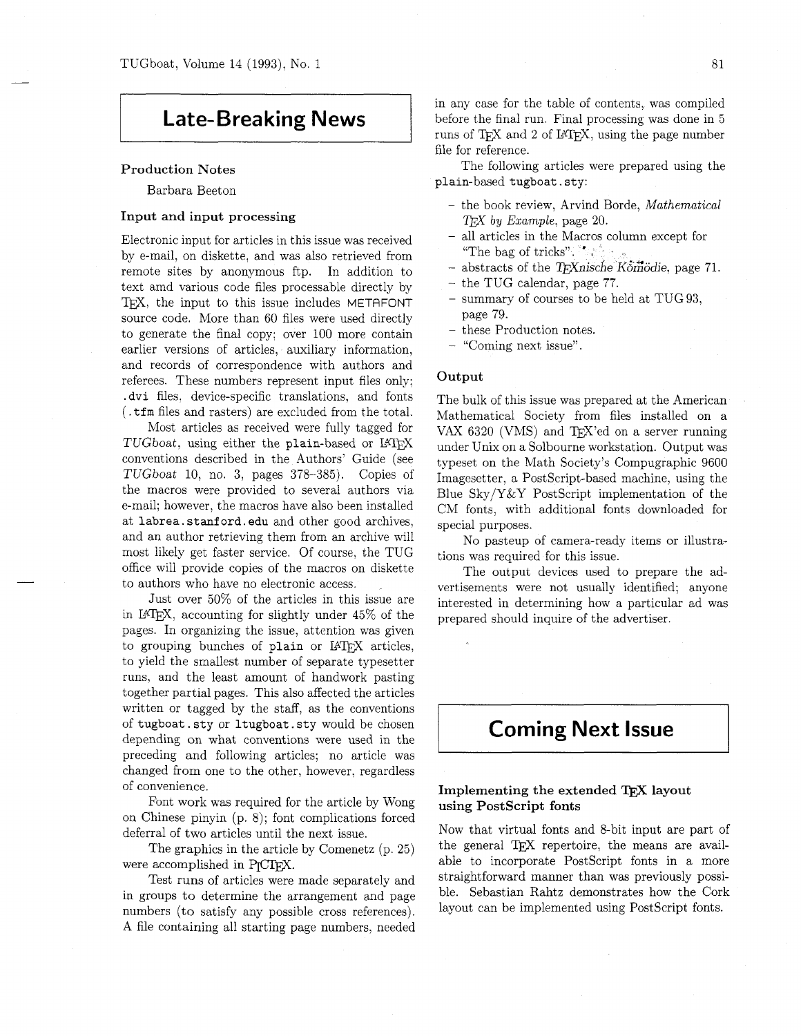# Late-Breaking News

## Production Notes

Barbara Beeton

### Input and input processing

Electronic input for articles in this issue was received by e-mail, on diskette, and was also retrieved from remote sites by anonymous ftp. In addition to text amd various code files processable directly by TeX, the input to this issue includes METAFONT source code. More than 60 files were used directly to generate the final copy; over 100 more contain earlier versions of articles, auxiliary information, and records of correspondence with authors and referees. These numbers represent input files only; `.dvi` files, device-specific translations, and fonts (`.tfm` files and rasters) are excluded from the total.

Most articles as received were fully tagged for *TUGboat*, using either the `plain`-based or LaTeX conventions described in the Authors' Guide (see *TUGboat* 10, no. 3, pages 378–385). Copies of the macros were provided to several authors via e-mail; however, the macros have also been installed at `labrea.stanford.edu` and other good archives, and an author retrieving them from an archive will most likely get faster service. Of course, the TUG office will provide copies of the macros on diskette to authors who have no electronic access.

Just over 50% of the articles in this issue are in LaTeX, accounting for slightly under 45% of the pages. In organizing the issue, attention was given to grouping bunches of `plain` or LaTeX articles, to yield the smallest number of separate typesetter runs, and the least amount of handwork pasting together partial pages. This also affected the articles written or tagged by the staff, as the conventions of `tugboat.sty` or `ltugboat.sty` would be chosen depending on what conventions were used in the preceding and following articles; no article was changed from one to the other, however, regardless of convenience.

Font work was required for the article by Wong on Chinese pinyin (p. 8); font complications forced deferral of two articles until the next issue.

The graphics in the article by Comenetz (p. 25) were accomplished in PiCTeX.

Test runs of articles were made separately and in groups to determine the arrangement and page numbers (to satisfy any possible cross references). A file containing all starting page numbers, needed in any case for the table of contents, was compiled before the final run. Final processing was done in 5 runs of TeX and 2 of LaTeX, using the page number file for reference.

The following articles were prepared using the `plain`-based `tugboat.sty`:

- the book review, Arvind Borde, *Mathematical TeX by Example*, page 20.
- all articles in the Macros column except for "The bag of tricks".
- abstracts of the *TeXnische Komödie*, page 71.
- the TUG calendar, page 77.
- summary of courses to be held at TUG 93, page 79.
- these Production notes.
- "Coming next issue".

### Output

The bulk of this issue was prepared at the American Mathematical Society from files installed on a VAX 6320 (VMS) and TeX'ed on a server running under Unix on a Solbourne workstation. Output was typeset on the Math Society's Compugraphic 9600 Imagesetter, a PostScript-based machine, using the Blue Sky/Y&Y PostScript implementation of the CM fonts, with additional fonts downloaded for special purposes.

No pasteup of camera-ready items or illustrations was required for this issue.

The output devices used to prepare the advertisements were not usually identified; anyone interested in determining how a particular ad was prepared should inquire of the advertiser.

# Coming Next Issue

### Implementing the extended TeX layout using PostScript fonts

Now that virtual fonts and 8-bit input are part of the general TeX repertoire, the means are available to incorporate PostScript fonts in a more straightforward manner than was previously possible. Sebastian Rahtz demonstrates how the Cork layout can be implemented using PostScript fonts.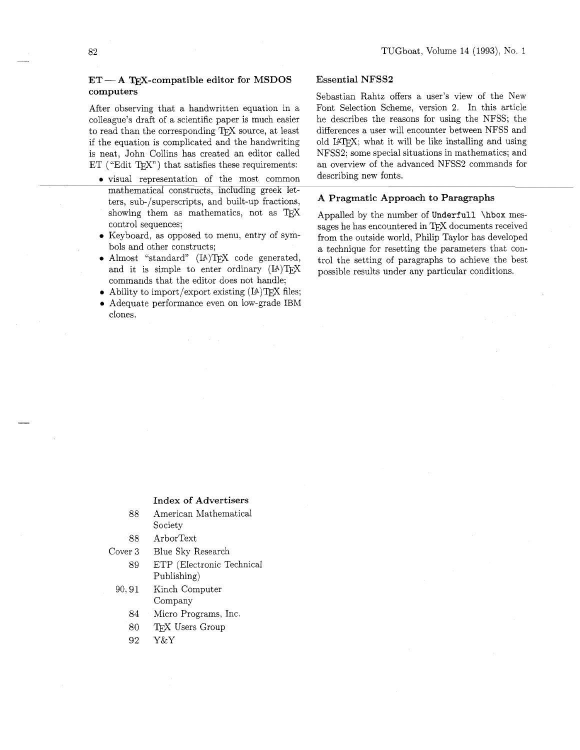## ET — A TeX-compatible editor for MSDOS computers

After observing that a handwritten equation in a colleague's draft of a scientific paper is much easier to read than the corresponding TeX source, at least if the equation is complicated and the handwriting is neat, John Collins has created an editor called ET ("Edit TeX") that satisfies these requirements:

- visual representation of the most common mathematical constructs, including greek letters, sub-/superscripts, and built-up fractions, showing them as mathematics, not as TeX control sequences;
- Keyboard, as opposed to menu, entry of symbols and other constructs;
- Almost "standard" (LA)TeX code generated, and it is simple to enter ordinary (LA)TeX commands that the editor does not handle;
- Ability to import/export existing (LA)TeX files;
- Adequate performance even on low-grade IBM clones.

## Essential NFSS2

Sebastian Rahtz offers a user's view of the New Font Selection Scheme, version 2. In this article he describes the reasons for using the NFSS; the differences a user will encounter between NFSS and old LaTeX; what it will be like installing and using NFSS2; some special situations in mathematics; and an overview of the advanced NFSS2 commands for describing new fonts.

## A Pragmatic Approach to Paragraphs

Appalled by the number of `Underfull \hbox` messages he has encountered in TeX documents received from the outside world, Philip Taylor has developed a technique for resetting the parameters that control the setting of paragraphs to achieve the best possible results under any particular conditions.

### Index of Advertisers

| | |
|---|---|
| 88 | American Mathematical Society |
| 88 | ArborText |
| Cover 3 | Blue Sky Research |
| 89 | ETP (Electronic Technical Publishing) |
| 90, 91 | Kinch Computer Company |
| 84 | Micro Programs, Inc. |
| 80 | TeX Users Group |
| 92 | Y&Y |